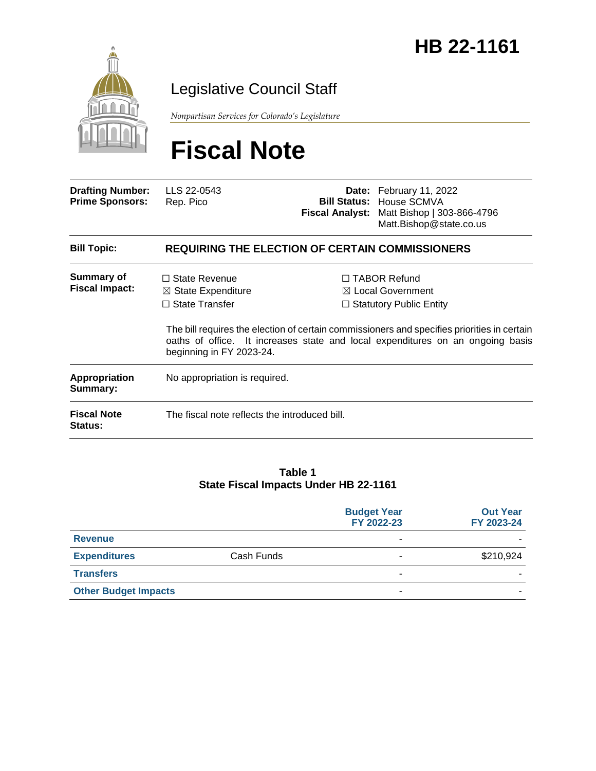# HB 22-1161

## Legislative Council Staff

*Nonpartisan Services for Colorado's Legislature*

# Fiscal Note

| | | | |
|---|---|---|---|
| **Drafting Number:** | LLS 22-0543 | **Date:** | February 11, 2022 |
| **Prime Sponsors:** | Rep. Pico | **Bill Status:** | House SCMVA |
| | | **Fiscal Analyst:** | Matt Bishop \| 303-866-4796 Matt.Bishop@state.co.us |

| | |
|---|---|
| **Bill Topic:** | **REQUIRING THE ELECTION OF CERTAIN COMMISSIONERS** |
| **Summary of Fiscal Impact:** | ☐ State Revenue ☒ State Expenditure ☐ State Transfer ☐ TABOR Refund ☒ Local Government ☐ Statutory Public Entity<br><br>The bill requires the election of certain commissioners and specifies priorities in certain oaths of office. It increases state and local expenditures on an ongoing basis beginning in FY 2023-24. |
| **Appropriation Summary:** | No appropriation is required. |
| **Fiscal Note Status:** | The fiscal note reflects the introduced bill. |

**Table 1**
**State Fiscal Impacts Under HB 22-1161**

| | | Budget Year FY 2022-23 | Out Year FY 2023-24 |
|---|---|---|---|
| **Revenue** | | - | - |
| **Expenditures** | Cash Funds | - | $210,924 |
| **Transfers** | | - | - |
| **Other Budget Impacts** | | - | - |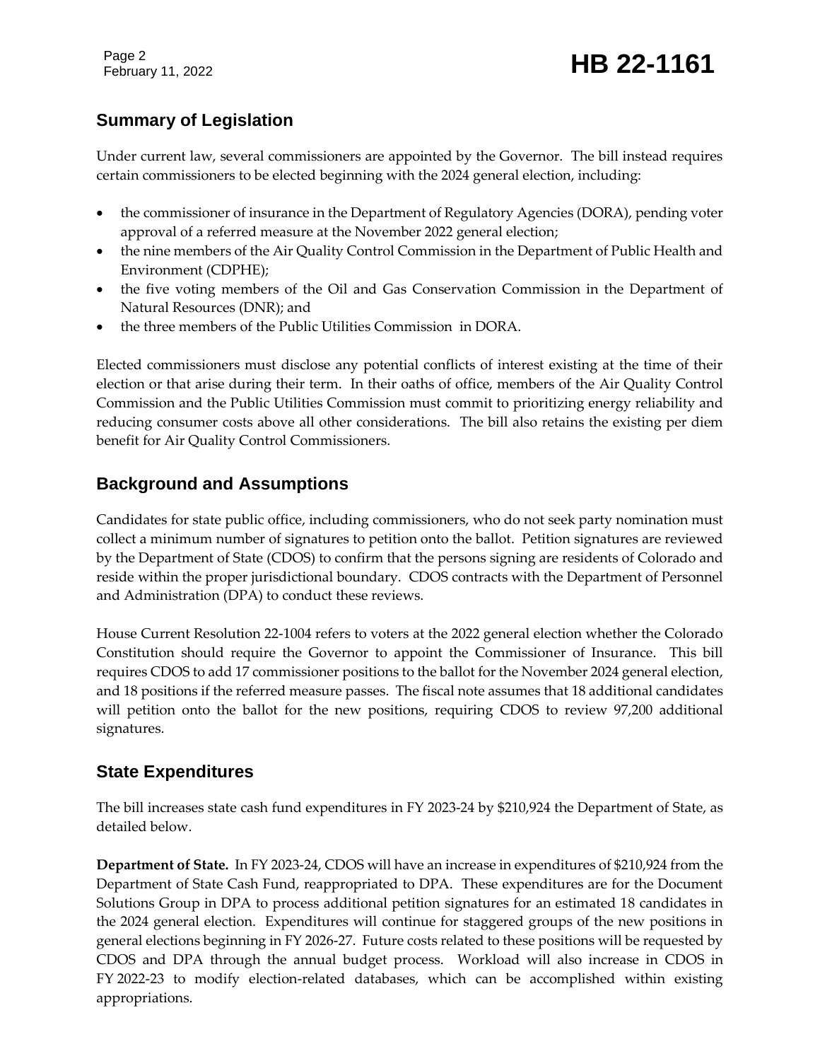## Summary of Legislation

Under current law, several commissioners are appointed by the Governor. The bill instead requires certain commissioners to be elected beginning with the 2024 general election, including:

- the commissioner of insurance in the Department of Regulatory Agencies (DORA), pending voter approval of a referred measure at the November 2022 general election;
- the nine members of the Air Quality Control Commission in the Department of Public Health and Environment (CDPHE);
- the five voting members of the Oil and Gas Conservation Commission in the Department of Natural Resources (DNR); and
- the three members of the Public Utilities Commission in DORA.

Elected commissioners must disclose any potential conflicts of interest existing at the time of their election or that arise during their term. In their oaths of office, members of the Air Quality Control Commission and the Public Utilities Commission must commit to prioritizing energy reliability and reducing consumer costs above all other considerations. The bill also retains the existing per diem benefit for Air Quality Control Commissioners.

## Background and Assumptions

Candidates for state public office, including commissioners, who do not seek party nomination must collect a minimum number of signatures to petition onto the ballot. Petition signatures are reviewed by the Department of State (CDOS) to confirm that the persons signing are residents of Colorado and reside within the proper jurisdictional boundary. CDOS contracts with the Department of Personnel and Administration (DPA) to conduct these reviews.

House Current Resolution 22-1004 refers to voters at the 2022 general election whether the Colorado Constitution should require the Governor to appoint the Commissioner of Insurance. This bill requires CDOS to add 17 commissioner positions to the ballot for the November 2024 general election, and 18 positions if the referred measure passes. The fiscal note assumes that 18 additional candidates will petition onto the ballot for the new positions, requiring CDOS to review 97,200 additional signatures.

## State Expenditures

The bill increases state cash fund expenditures in FY 2023-24 by $210,924 the Department of State, as detailed below.

**Department of State.** In FY 2023-24, CDOS will have an increase in expenditures of $210,924 from the Department of State Cash Fund, reappropriated to DPA. These expenditures are for the Document Solutions Group in DPA to process additional petition signatures for an estimated 18 candidates in the 2024 general election. Expenditures will continue for staggered groups of the new positions in general elections beginning in FY 2026-27. Future costs related to these positions will be requested by CDOS and DPA through the annual budget process. Workload will also increase in CDOS in FY 2022-23 to modify election-related databases, which can be accomplished within existing appropriations.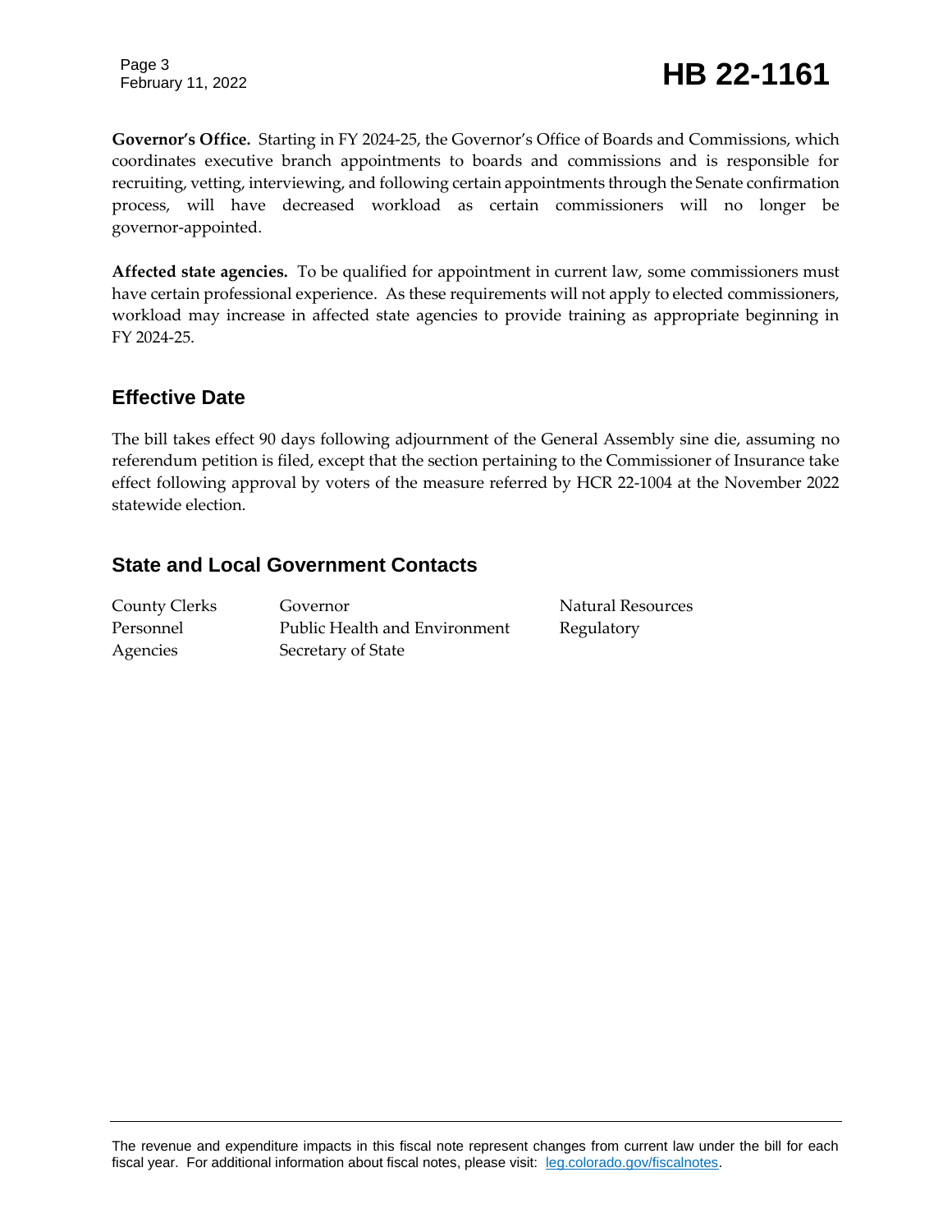**Governor's Office.** Starting in FY 2024-25, the Governor's Office of Boards and Commissions, which coordinates executive branch appointments to boards and commissions and is responsible for recruiting, vetting, interviewing, and following certain appointments through the Senate confirmation process, will have decreased workload as certain commissioners will no longer be governor-appointed.

**Affected state agencies.** To be qualified for appointment in current law, some commissioners must have certain professional experience. As these requirements will not apply to elected commissioners, workload may increase in affected state agencies to provide training as appropriate beginning in FY 2024-25.

## Effective Date

The bill takes effect 90 days following adjournment of the General Assembly sine die, assuming no referendum petition is filed, except that the section pertaining to the Commissioner of Insurance take effect following approval by voters of the measure referred by HCR 22-1004 at the November 2022 statewide election.

## State and Local Government Contacts

| | | |
|---|---|---|
| County Clerks | Governor | Natural Resources |
| Personnel | Public Health and Environment | Regulatory |
| Agencies | Secretary of State | |

The revenue and expenditure impacts in this fiscal note represent changes from current law under the bill for each fiscal year. For additional information about fiscal notes, please visit: leg.colorado.gov/fiscalnotes.